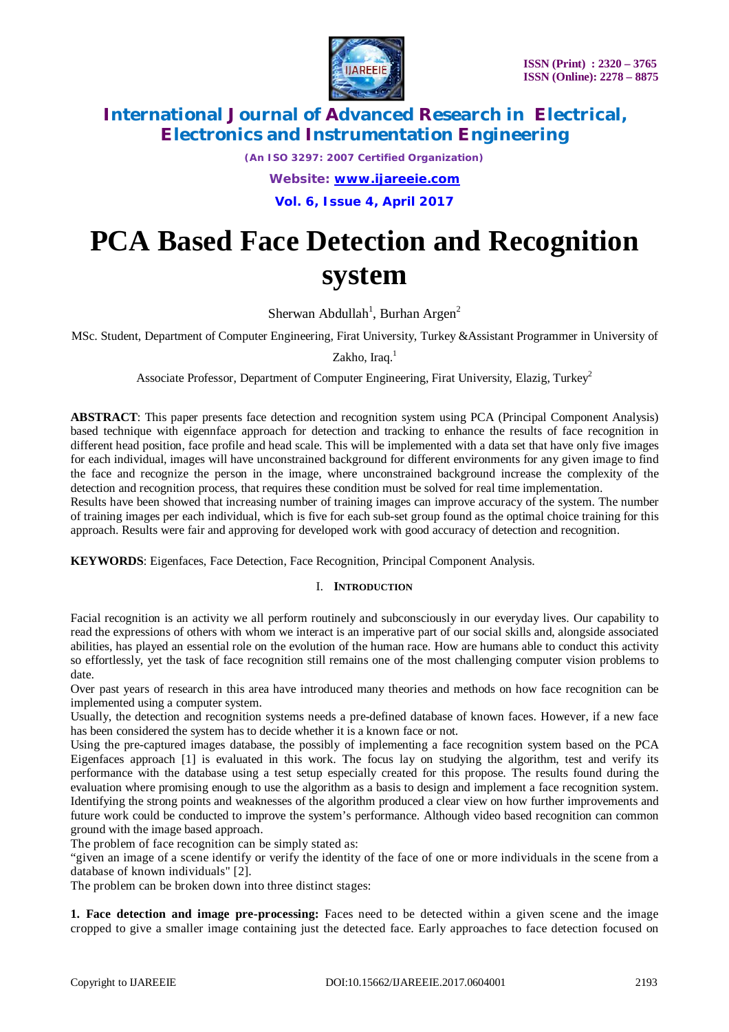# PCA Based Face Detection and Recognition system

Sherwan Abdullah[1], Burhan Argen[2]

MSc. Student, Department of Computer Engineering, Firat University, Turkey &Assistant Programmer in University of Zakho, Iraq.[1]

Associate Professor, Department of Computer Engineering, Firat University, Elazig, Turkey[2]

**ABSTRACT**: This paper presents face detection and recognition system using PCA (Principal Component Analysis) based technique with eigennface approach for detection and tracking to enhance the results of face recognition in different head position, face profile and head scale. This will be implemented with a data set that have only five images for each individual, images will have unconstrained background for different environments for any given image to find the face and recognize the person in the image, where unconstrained background increase the complexity of the detection and recognition process, that requires these condition must be solved for real time implementation.
Results have been showed that increasing number of training images can improve accuracy of the system. The number of training images per each individual, which is five for each sub-set group found as the optimal choice training for this approach. Results were fair and approving for developed work with good accuracy of detection and recognition.

**KEYWORDS**: Eigenfaces, Face Detection, Face Recognition, Principal Component Analysis.

## I. INTRODUCTION

Facial recognition is an activity we all perform routinely and subconsciously in our everyday lives. Our capability to read the expressions of others with whom we interact is an imperative part of our social skills and, alongside associated abilities, has played an essential role on the evolution of the human race. How are humans able to conduct this activity so effortlessly, yet the task of face recognition still remains one of the most challenging computer vision problems to date.
Over past years of research in this area have introduced many theories and methods on how face recognition can be implemented using a computer system.
Usually, the detection and recognition systems needs a pre-defined database of known faces. However, if a new face has been considered the system has to decide whether it is a known face or not.
Using the pre-captured images database, the possibly of implementing a face recognition system based on the PCA Eigenfaces approach [1] is evaluated in this work. The focus lay on studying the algorithm, test and verify its performance with the database using a test setup especially created for this propose. The results found during the evaluation where promising enough to use the algorithm as a basis to design and implement a face recognition system. Identifying the strong points and weaknesses of the algorithm produced a clear view on how further improvements and future work could be conducted to improve the system's performance. Although video based recognition can common ground with the image based approach.
The problem of face recognition can be simply stated as:
"given an image of a scene identify or verify the identity of the face of one or more individuals in the scene from a database of known individuals" [2].
The problem can be broken down into three distinct stages:

**1. Face detection and image pre-processing:** Faces need to be detected within a given scene and the image cropped to give a smaller image containing just the detected face. Early approaches to face detection focused on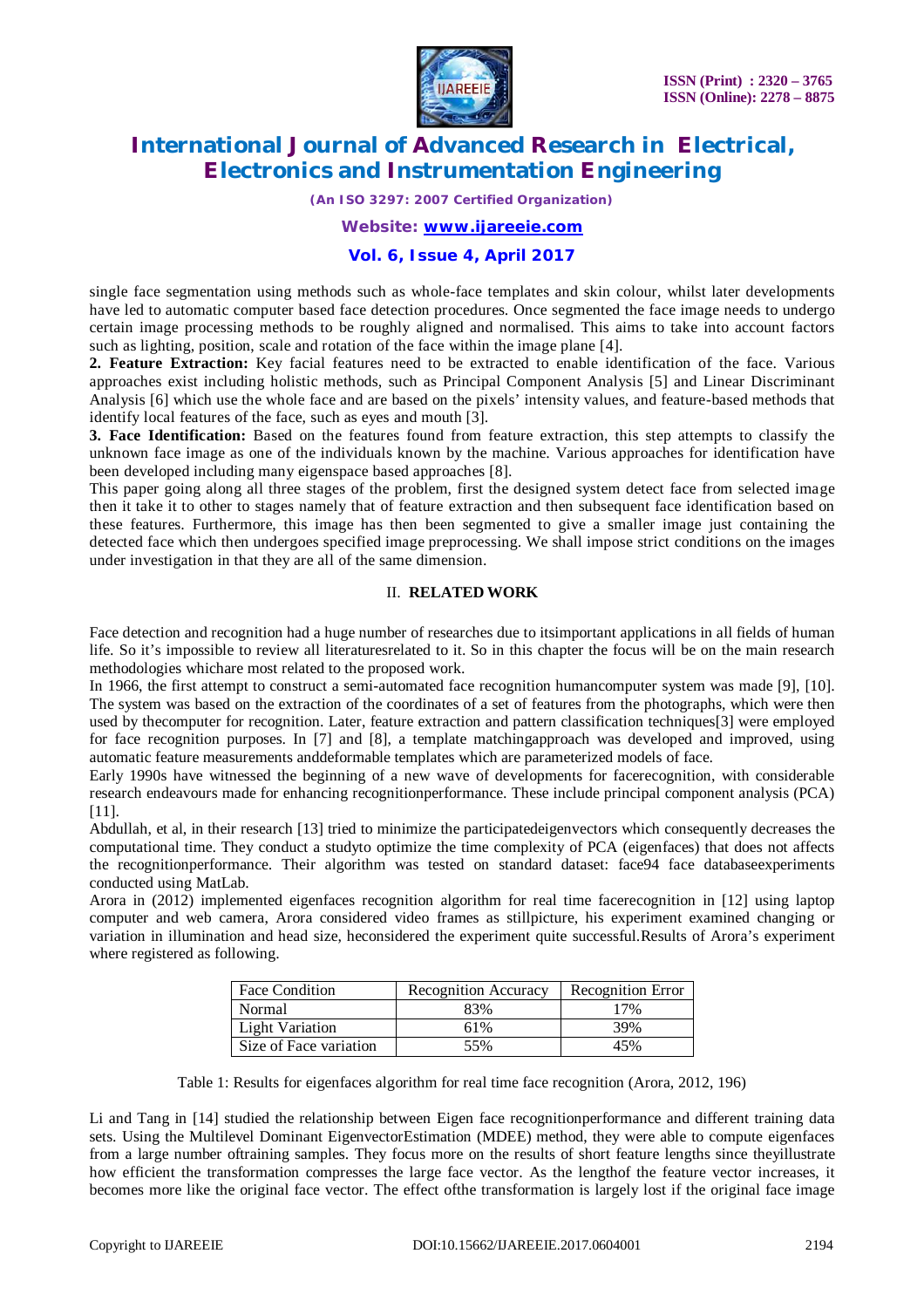single face segmentation using methods such as whole-face templates and skin colour, whilst later developments have led to automatic computer based face detection procedures. Once segmented the face image needs to undergo certain image processing methods to be roughly aligned and normalised. This aims to take into account factors such as lighting, position, scale and rotation of the face within the image plane [4].

**2. Feature Extraction:** Key facial features need to be extracted to enable identification of the face. Various approaches exist including holistic methods, such as Principal Component Analysis [5] and Linear Discriminant Analysis [6] which use the whole face and are based on the pixels' intensity values, and feature-based methods that identify local features of the face, such as eyes and mouth [3].

**3. Face Identification:** Based on the features found from feature extraction, this step attempts to classify the unknown face image as one of the individuals known by the machine. Various approaches for identification have been developed including many eigenspace based approaches [8].

This paper going along all three stages of the problem, first the designed system detect face from selected image then it take it to other to stages namely that of feature extraction and then subsequent face identification based on these features. Furthermore, this image has then been segmented to give a smaller image just containing the detected face which then undergoes specified image preprocessing. We shall impose strict conditions on the images under investigation in that they are all of the same dimension.

## II. RELATED WORK

Face detection and recognition had a huge number of researches due to itsimportant applications in all fields of human life. So it's impossible to review all literaturesrelated to it. So in this chapter the focus will be on the main research methodologies whichare most related to the proposed work.

In 1966, the first attempt to construct a semi-automated face recognition humancomputer system was made [9], [10]. The system was based on the extraction of the coordinates of a set of features from the photographs, which were then used by thecomputer for recognition. Later, feature extraction and pattern classification techniques[3] were employed for face recognition purposes. In [7] and [8], a template matchingapproach was developed and improved, using automatic feature measurements anddeformable templates which are parameterized models of face.

Early 1990s have witnessed the beginning of a new wave of developments for facerecognition, with considerable research endeavours made for enhancing recognitionperformance. These include principal component analysis (PCA) [11].

Abdullah, et al, in their research [13] tried to minimize the participatedeigenvectors which consequently decreases the computational time. They conduct a studyto optimize the time complexity of PCA (eigenfaces) that does not affects the recognitionperformance. Their algorithm was tested on standard dataset: face94 face databaseexperiments conducted using MatLab.

Arora in (2012) implemented eigenfaces recognition algorithm for real time facerecognition in [12] using laptop computer and web camera, Arora considered video frames as stillpicture, his experiment examined changing or variation in illumination and head size, heconsidered the experiment quite successful.Results of Arora's experiment where registered as following.

| Face Condition | Recognition Accuracy | Recognition Error |
|---|---|---|
| Normal | 83% | 17% |
| Light Variation | 61% | 39% |
| Size of Face variation | 55% | 45% |

Table 1: Results for eigenfaces algorithm for real time face recognition (Arora, 2012, 196)

Li and Tang in [14] studied the relationship between Eigen face recognitionperformance and different training data sets. Using the Multilevel Dominant EigenvectorEstimation (MDEE) method, they were able to compute eigenfaces from a large number oftraining samples. They focus more on the results of short feature lengths since theyillustrate how efficient the transformation compresses the large face vector. As the lengthof the feature vector increases, it becomes more like the original face vector. The effect ofthe transformation is largely lost if the original face image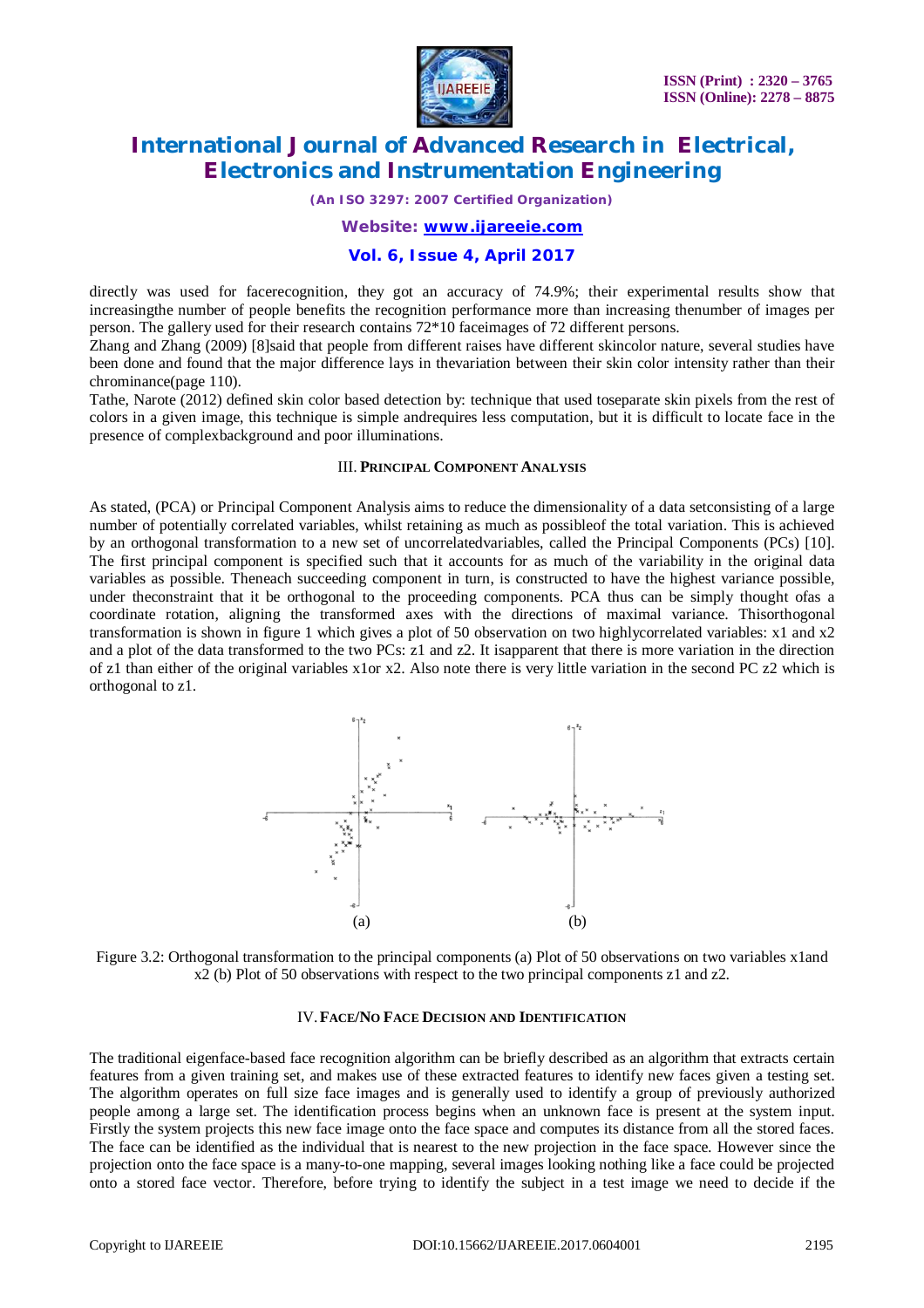directly was used for facerecognition, they got an accuracy of 74.9%; their experimental results show that increasingthe number of people benefits the recognition performance more than increasing thenumber of images per person. The gallery used for their research contains 72*10 faceimages of 72 different persons.

Zhang and Zhang (2009) [8]said that people from different raises have different skincolor nature, several studies have been done and found that the major difference lays in thevariation between their skin color intensity rather than their chrominance(page 110).

Tathe, Narote (2012) defined skin color based detection by: technique that used toseparate skin pixels from the rest of colors in a given image, this technique is simple andrequires less computation, but it is difficult to locate face in the presence of complexbackground and poor illuminations.

## III. Principal Component Analysis

As stated, (PCA) or Principal Component Analysis aims to reduce the dimensionality of a data setconsisting of a large number of potentially correlated variables, whilst retaining as much as possibleof the total variation. This is achieved by an orthogonal transformation to a new set of uncorrelatedvariables, called the Principal Components (PCs) [10]. The first principal component is specified such that it accounts for as much of the variability in the original data variables as possible. Theneach succeeding component in turn, is constructed to have the highest variance possible, under theconstraint that it be orthogonal to the proceeding components. PCA thus can be simply thought ofas a coordinate rotation, aligning the transformed axes with the directions of maximal variance. Thisorthogonal transformation is shown in figure 1 which gives a plot of 50 observation on two highlycorrelated variables: x1 and x2 and a plot of the data transformed to the two PCs: z1 and z2. It isapparent that there is more variation in the direction of z1 than either of the original variables x1or x2. Also note there is very little variation in the second PC z2 which is orthogonal to z1.

(a) (b)

Figure 3.2: Orthogonal transformation to the principal components (a) Plot of 50 observations on two variables x1and x2 (b) Plot of 50 observations with respect to the two principal components z1 and z2.

## IV. Face/No Face Decision and Identification

The traditional eigenface-based face recognition algorithm can be briefly described as an algorithm that extracts certain features from a given training set, and makes use of these extracted features to identify new faces given a testing set. The algorithm operates on full size face images and is generally used to identify a group of previously authorized people among a large set. The identification process begins when an unknown face is present at the system input. Firstly the system projects this new face image onto the face space and computes its distance from all the stored faces. The face can be identified as the individual that is nearest to the new projection in the face space. However since the projection onto the face space is a many-to-one mapping, several images looking nothing like a face could be projected onto a stored face vector. Therefore, before trying to identify the subject in a test image we need to decide if the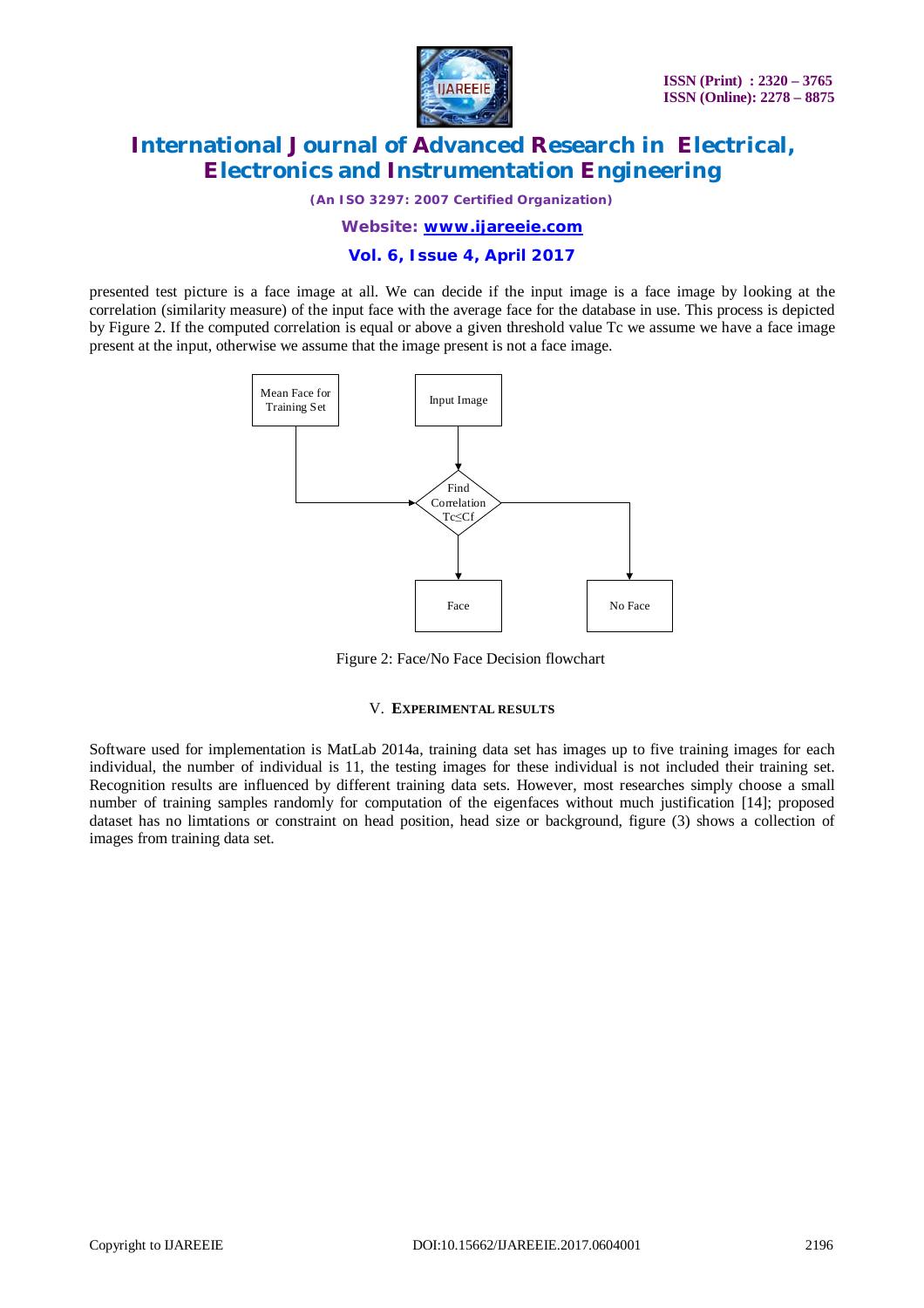presented test picture is a face image at all. We can decide if the input image is a face image by looking at the correlation (similarity measure) of the input face with the average face for the database in use. This process is depicted by Figure 2. If the computed correlation is equal or above a given threshold value Tc we assume we have a face image present at the input, otherwise we assume that the image present is not a face image.

Mean Face for Training Set

Input Image

Find Correlation $Tc \leq Cf$

Face

No Face

Figure 2: Face/No Face Decision flowchart

## V. Experimental Results

Software used for implementation is MatLab 2014a, training data set has images up to five training images for each individual, the number of individual is 11, the testing images for these individual is not included their training set. Recognition results are influenced by different training data sets. However, most researches simply choose a small number of training samples randomly for computation of the eigenfaces without much justification [14]; proposed dataset has no limtations or constraint on head position, head size or background, figure (3) shows a collection of images from training data set.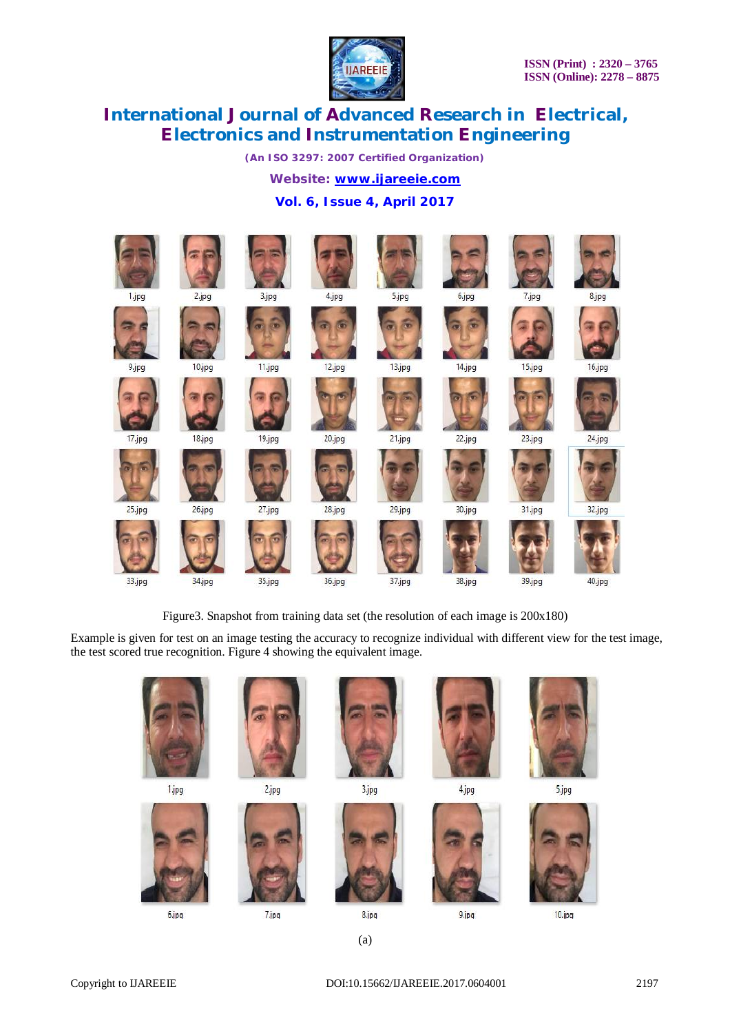Figure3. Snapshot from training data set (the resolution of each image is 200x180)

Example is given for test on an image testing the accuracy to recognize individual with different view for the test image, the test scored true recognition. Figure 4 showing the equivalent image.

(a)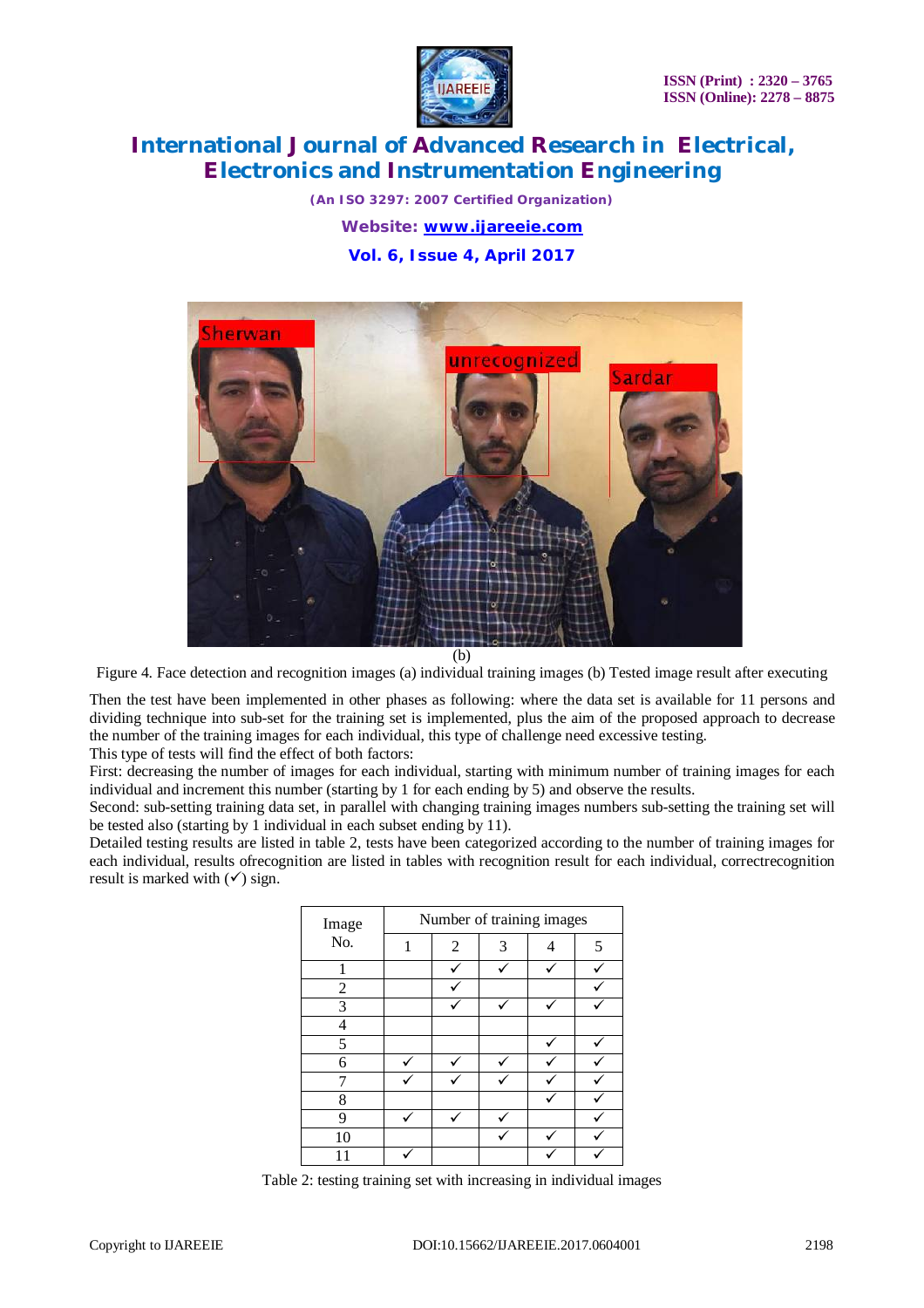(b)

Figure 4. Face detection and recognition images (a) individual training images (b) Tested image result after executing

Then the test have been implemented in other phases as following: where the data set is available for 11 persons and dividing technique into sub-set for the training set is implemented, plus the aim of the proposed approach to decrease the number of the training images for each individual, this type of challenge need excessive testing.

This type of tests will find the effect of both factors:

First: decreasing the number of images for each individual, starting with minimum number of training images for each individual and increment this number (starting by 1 for each ending by 5) and observe the results.

Second: sub-setting training data set, in parallel with changing training images numbers sub-setting the training set will be tested also (starting by 1 individual in each subset ending by 11).

Detailed testing results are listed in table 2, tests have been categorized according to the number of training images for each individual, results ofrecognition are listed in tables with recognition result for each individual, correctrecognition result is marked with (✓) sign.

| Image No. | Number of training images | | | | |
|---|---|---|---|---|---|
| | 1 | 2 | 3 | 4 | 5 |
| 1 | | ✓ | ✓ | ✓ | ✓ |
| 2 | | ✓ | | | ✓ |
| 3 | | ✓ | ✓ | ✓ | ✓ |
| 4 | | | | | |
| 5 | | | | ✓ | ✓ |
| 6 | ✓ | ✓ | ✓ | ✓ | ✓ |
| 7 | ✓ | ✓ | ✓ | ✓ | ✓ |
| 8 | | | | ✓ | ✓ |
| 9 | ✓ | ✓ | ✓ | | ✓ |
| 10 | | | ✓ | ✓ | ✓ |
| 11 | ✓ | | | ✓ | ✓ |

Table 2: testing training set with increasing in individual images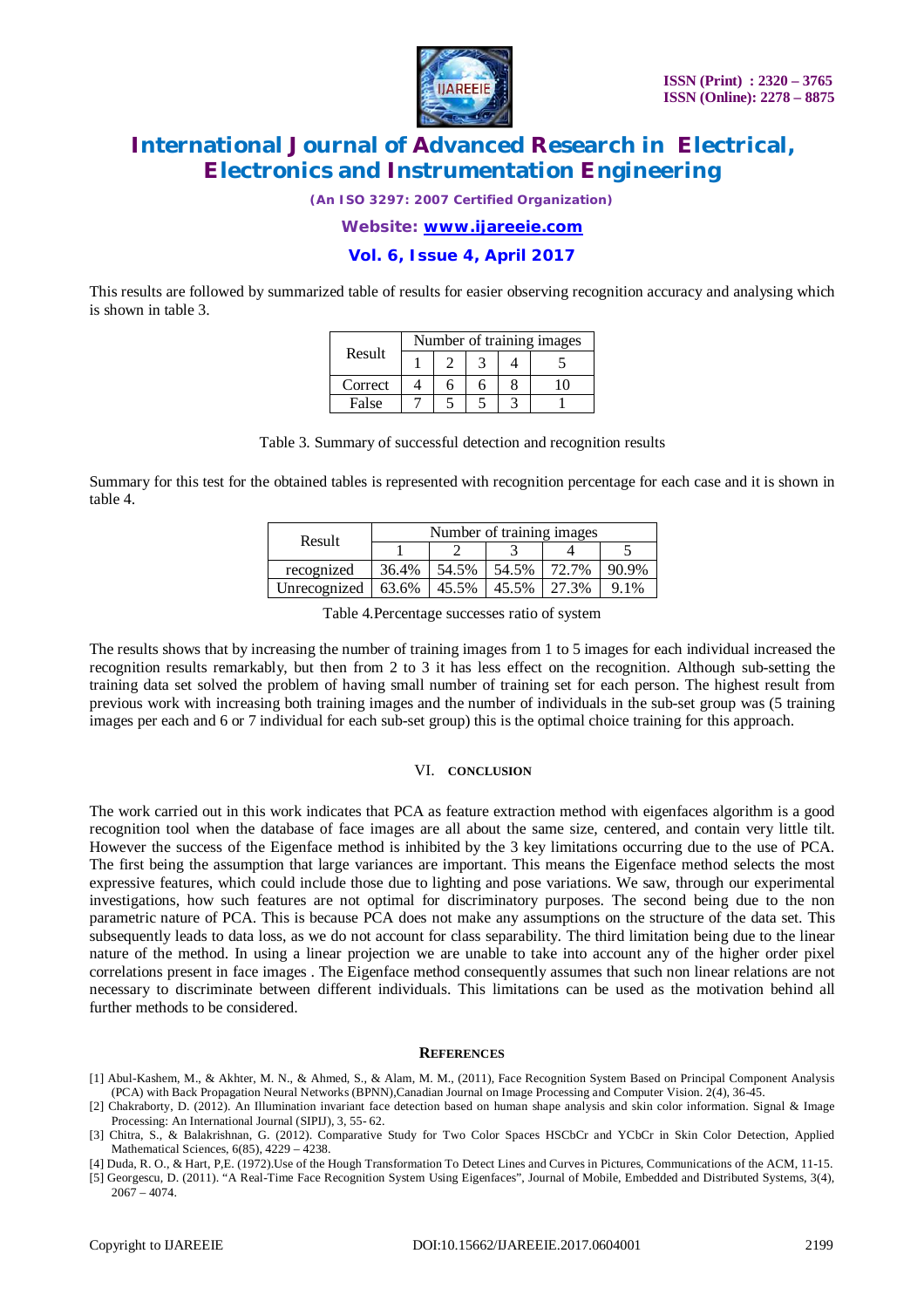This results are followed by summarized table of results for easier observing recognition accuracy and analysing which is shown in table 3.

| Result | Number of training images | | | | |
|---|---|---|---|---|---|
| | 1 | 2 | 3 | 4 | 5 |
| Correct | 4 | 6 | 6 | 8 | 10 |
| False | 7 | 5 | 5 | 3 | 1 |

Table 3. Summary of successful detection and recognition results

Summary for this test for the obtained tables is represented with recognition percentage for each case and it is shown in table 4.

| Result | Number of training images | | | | |
|---|---|---|---|---|---|
| | 1 | 2 | 3 | 4 | 5 |
| recognized | 36.4% | 54.5% | 54.5% | 72.7% | 90.9% |
| Unrecognized | 63.6% | 45.5% | 45.5% | 27.3% | 9.1% |

Table 4.Percentage successes ratio of system

The results shows that by increasing the number of training images from 1 to 5 images for each individual increased the recognition results remarkably, but then from 2 to 3 it has less effect on the recognition. Although sub-setting the training data set solved the problem of having small number of training set for each person. The highest result from previous work with increasing both training images and the number of individuals in the sub-set group was (5 training images per each and 6 or 7 individual for each sub-set group) this is the optimal choice training for this approach.

## VI. CONCLUSION

The work carried out in this work indicates that PCA as feature extraction method with eigenfaces algorithm is a good recognition tool when the database of face images are all about the same size, centered, and contain very little tilt. However the success of the Eigenface method is inhibited by the 3 key limitations occurring due to the use of PCA. The first being the assumption that large variances are important. This means the Eigenface method selects the most expressive features, which could include those due to lighting and pose variations. We saw, through our experimental investigations, how such features are not optimal for discriminatory purposes. The second being due to the non parametric nature of PCA. This is because PCA does not make any assumptions on the structure of the data set. This subsequently leads to data loss, as we do not account for class separability. The third limitation being due to the linear nature of the method. In using a linear projection we are unable to take into account any of the higher order pixel correlations present in face images . The Eigenface method consequently assumes that such non linear relations are not necessary to discriminate between different individuals. This limitations can be used as the motivation behind all further methods to be considered.

## REFERENCES

[1] Abul-Kashem, M., & Akhter, M. N., & Ahmed, S., & Alam, M. M., (2011), Face Recognition System Based on Principal Component Analysis (PCA) with Back Propagation Neural Networks (BPNN),Canadian Journal on Image Processing and Computer Vision. 2(4), 36-45.

[2] Chakraborty, D. (2012). An Illumination invariant face detection based on human shape analysis and skin color information. Signal & Image Processing: An International Journal (SIPIJ), 3, 55- 62.

[3] Chitra, S., & Balakrishnan, G. (2012). Comparative Study for Two Color Spaces HSCbCr and YCbCr in Skin Color Detection, Applied Mathematical Sciences, 6(85), 4229 – 4238.

[4] Duda, R. O., & Hart, P,E. (1972).Use of the Hough Transformation To Detect Lines and Curves in Pictures, Communications of the ACM, 11-15.

[5] Georgescu, D. (2011). "A Real-Time Face Recognition System Using Eigenfaces", Journal of Mobile, Embedded and Distributed Systems, 3(4), 2067 – 4074.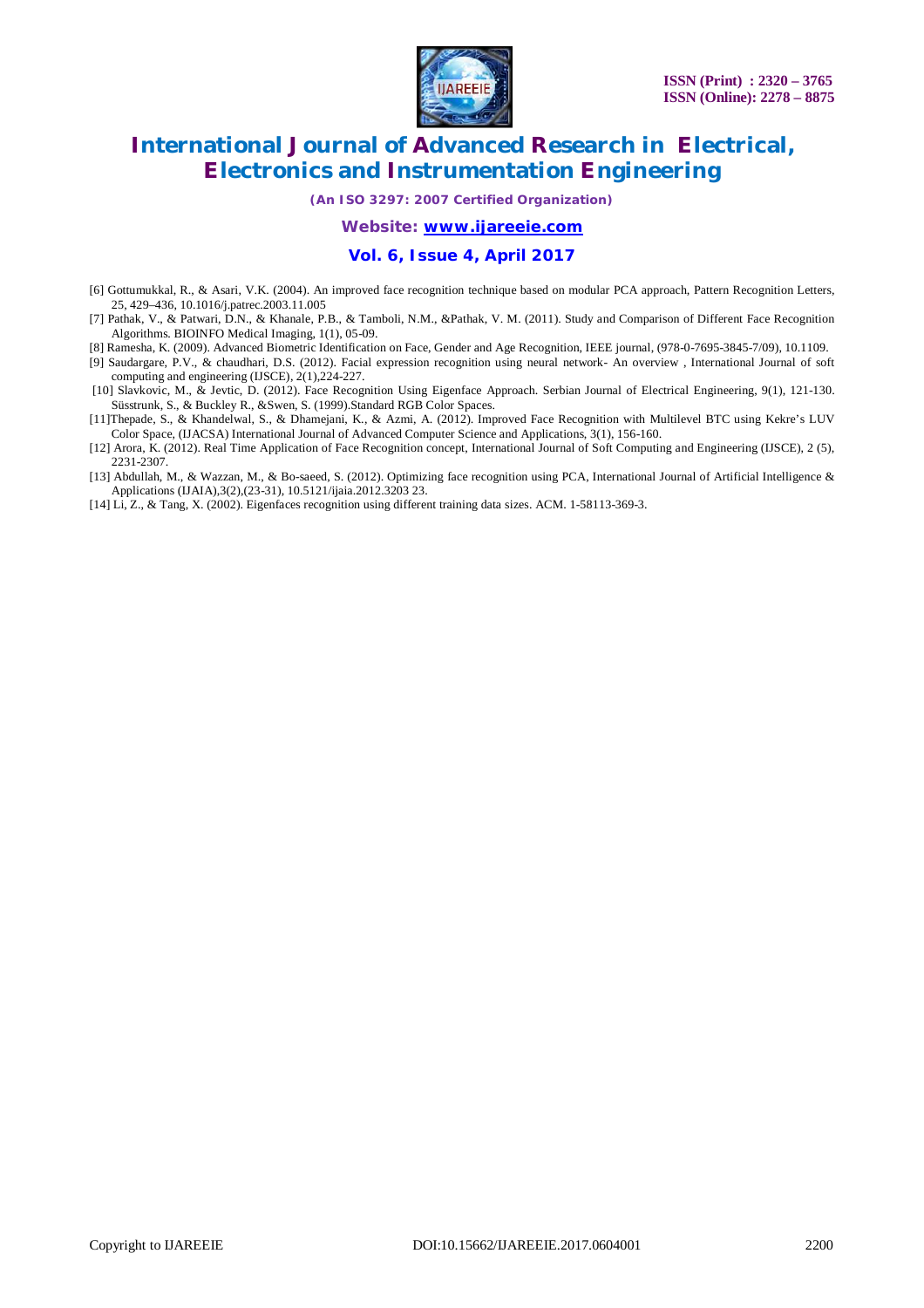[6] Gottumukkal, R., & Asari, V.K. (2004). An improved face recognition technique based on modular PCA approach, Pattern Recognition Letters, 25, 429–436, 10.1016/j.patrec.2003.11.005

[7] Pathak, V., & Patwari, D.N., & Khanale, P.B., & Tamboli, N.M., &Pathak, V. M. (2011). Study and Comparison of Different Face Recognition Algorithms. BIOINFO Medical Imaging, 1(1), 05-09.

[8] Ramesha, K. (2009). Advanced Biometric Identification on Face, Gender and Age Recognition, IEEE journal, (978-0-7695-3845-7/09), 10.1109.

[9] Saudargare, P.V., & chaudhari, D.S. (2012). Facial expression recognition using neural network- An overview , International Journal of soft computing and engineering (IJSCE), 2(1),224-227.

[10] Slavkovic, M., & Jevtic, D. (2012). Face Recognition Using Eigenface Approach. Serbian Journal of Electrical Engineering, 9(1), 121-130. Süsstrunk, S., & Buckley R., &Swen, S. (1999).Standard RGB Color Spaces.

[11]Thepade, S., & Khandelwal, S., & Dhamejani, K., & Azmi, A. (2012). Improved Face Recognition with Multilevel BTC using Kekre's LUV Color Space, (IJACSA) International Journal of Advanced Computer Science and Applications, 3(1), 156-160.

[12] Arora, K. (2012). Real Time Application of Face Recognition concept, International Journal of Soft Computing and Engineering (IJSCE), 2 (5), 2231-2307.

[13] Abdullah, M., & Wazzan, M., & Bo-saeed, S. (2012). Optimizing face recognition using PCA, International Journal of Artificial Intelligence & Applications (IJAIA),3(2),(23-31), 10.5121/ijaia.2012.3203 23.

[14] Li, Z., & Tang, X. (2002). Eigenfaces recognition using different training data sizes. ACM. 1-58113-369-3.